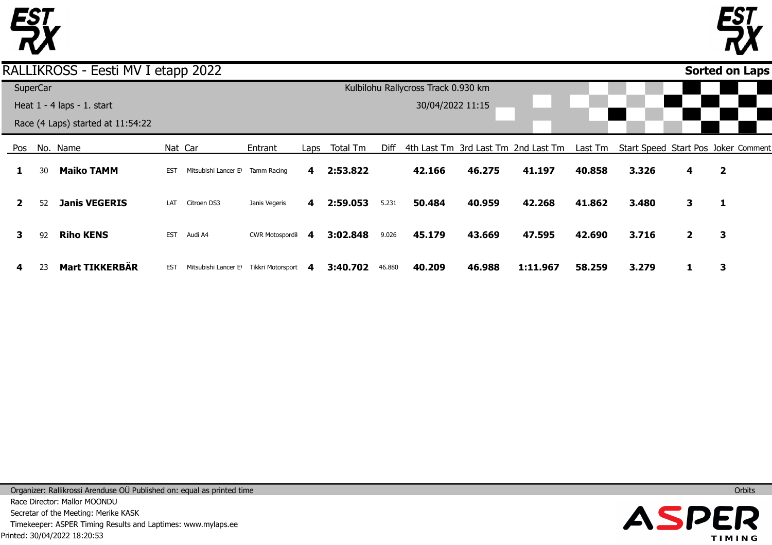# RALLIKROSS - Eesti MV I etapp 2022

**Sorted on Laps**

SuperCar

Kulbilohu Rallycross Track 0.930 km

Heat 1 - 4 laps - 1. start

30/04/2022 11:15

Race (4 Laps) started at 11:54:22

| Pos | No. | Name | Nat | Car | Entrant | Laps | Total Tm | Diff | 4th Last Tm | 3rd Last Tm | 2nd Last Tm | Last Tm | Start Speed | Start Pos | Joker | Comment |
|---|---|---|---|---|---|---|---|---|---|---|---|---|---|---|---|---|
| **1** | 30 | **Maiko TAMM** | EST | Mitsubishi Lancer E\ | Tamm Racing | **4** | **2:53.822** | | **42.166** | **46.275** | **41.197** | **40.858** | **3.326** | **4** | **2** | |
| **2** | 52 | **Janis VEGERIS** | LAT | Citroen DS3 | Janis Vegeris | **4** | **2:59.053** | 5.231 | **50.484** | **40.959** | **42.268** | **41.862** | **3.480** | **3** | **1** | |
| **3** | 92 | **Riho KENS** | EST | Audi A4 | CWR Motospordil | **4** | **3:02.848** | 9.026 | **45.179** | **43.669** | **47.595** | **42.690** | **3.716** | **2** | **3** | |
| **4** | 23 | **Mart TIKKERBÄR** | EST | Mitsubishi Lancer E\ | Tikkri Motorsport | **4** | **3:40.702** | 46.880 | **40.209** | **46.988** | **1:11.967** | **58.259** | **3.279** | **1** | **3** | |

Organizer: Rallikrossi Arenduse OÜ Published on: equal as printed time

Orbits

Race Director: Mallor MOONDU

Secretar of the Meeting: Merike KASK

Timekeeper: ASPER Timing Results and Laptimes: www.mylaps.ee

Printed: 30/04/2022 18:20:53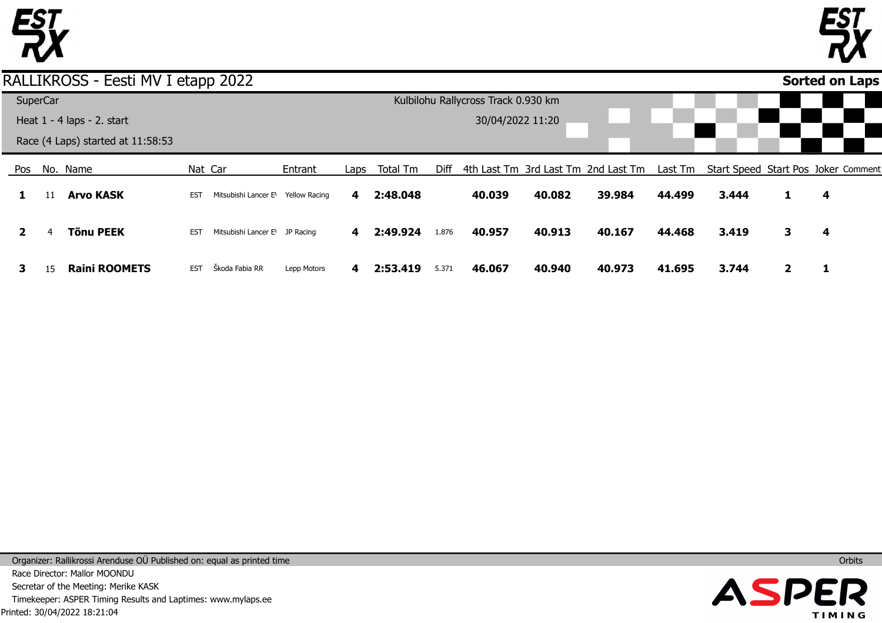# RALLIKROSS - Eesti MV I etapp 2022

**Sorted on Laps**

SuperCar

Heat 1 - 4 laps - 2. start

Race (4 Laps) started at 11:58:53

Kulbilohu Rallycross Track 0.930 km

30/04/2022 11:20

| Pos | No. | Name | Nat | Car | Entrant | Laps | Total Tm | Diff | 4th Last Tm | 3rd Last Tm | 2nd Last Tm | Last Tm | Start Speed | Start Pos | Joker | Comment |
|---|---|---|---|---|---|---|---|---|---|---|---|---|---|---|---|---|
| **1** | 11 | **Arvo KASK** | EST | Mitsubishi Lancer E\ | Yellow Racing | **4** | **2:48.048** | | **40.039** | **40.082** | **39.984** | **44.499** | **3.444** | **1** | **4** | |
| **2** | 4 | **Tõnu PEEK** | EST | Mitsubishi Lancer E\ | JP Racing | **4** | **2:49.924** | 1.876 | **40.957** | **40.913** | **40.167** | **44.468** | **3.419** | **3** | **4** | |
| **3** | 15 | **Raini ROOMETS** | EST | Škoda Fabia RR | Lepp Motors | **4** | **2:53.419** | 5.371 | **46.067** | **40.940** | **40.973** | **41.695** | **3.744** | **2** | **1** | |

Organizer: Rallikrossi Arenduse OÜ Published on: equal as printed time

Race Director: Mallor MOONDU

Secretar of the Meeting: Merike KASK

Timekeeper: ASPER Timing Results and Laptimes: www.mylaps.ee

Printed: 30/04/2022 18:21:04

Orbits

ASPER TIMING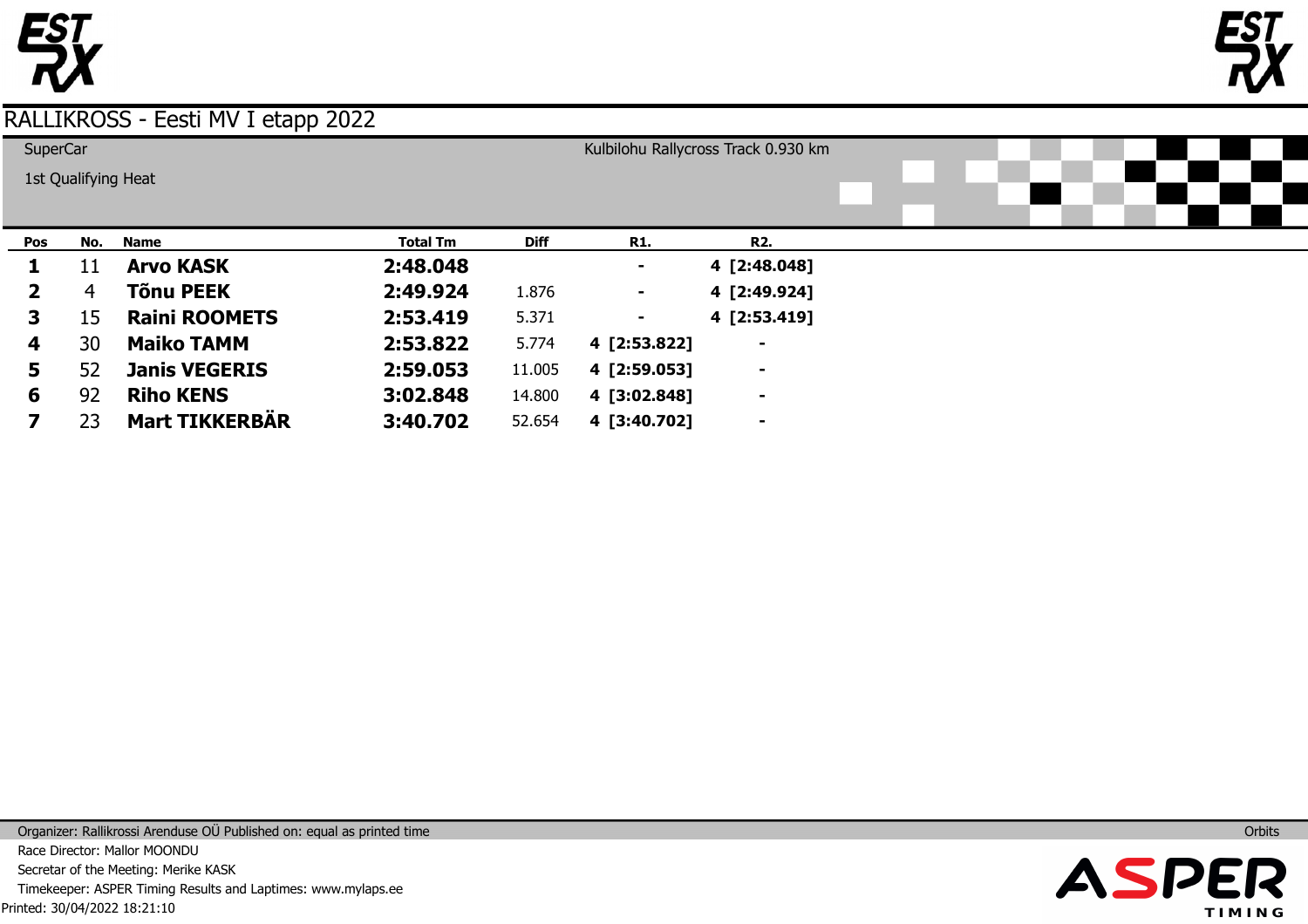# RALLIKROSS - Eesti MV I etapp 2022

SuperCar

1st Qualifying Heat

Kulbilohu Rallycross Track 0.930 km

| Pos | No. | Name | Total Tm | Diff | R1. | R2. |
|---|---|---|---|---|---|---|
| **1** | 11 | **Arvo KASK** | **2:48.048** | | **-** | **4 [2:48.048]** |
| **2** | 4 | **Tõnu PEEK** | **2:49.924** | 1.876 | **-** | **4 [2:49.924]** |
| **3** | 15 | **Raini ROOMETS** | **2:53.419** | 5.371 | **-** | **4 [2:53.419]** |
| **4** | 30 | **Maiko TAMM** | **2:53.822** | 5.774 | **4 [2:53.822]** | **-** |
| **5** | 52 | **Janis VEGERIS** | **2:59.053** | 11.005 | **4 [2:59.053]** | **-** |
| **6** | 92 | **Riho KENS** | **3:02.848** | 14.800 | **4 [3:02.848]** | **-** |
| **7** | 23 | **Mart TIKKERBÄR** | **3:40.702** | 52.654 | **4 [3:40.702]** | **-** |

Organizer: Rallikrossi Arenduse OÜ Published on: equal as printed time

Race Director: Mallor MOONDU

Secretar of the Meeting: Merike KASK

Timekeeper: ASPER Timing Results and Laptimes: www.mylaps.ee

Printed: 30/04/2022 18:21:10

Orbits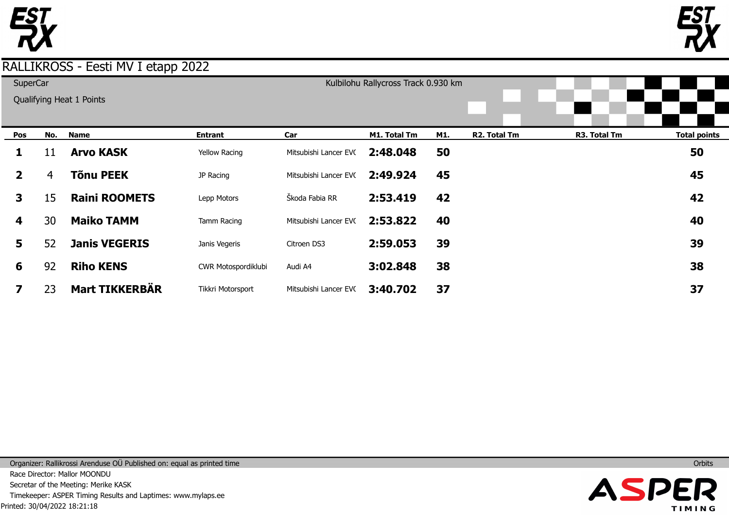# RALLIKROSS - Eesti MV I etapp 2022

SuperCar

Qualifying Heat 1 Points

Kulbilohu Rallycross Track 0.930 km

| Pos | No. | Name | Entrant | Car | M1. Total Tm | M1. | R2. Total Tm | R3. Total Tm | Total points |
|---|---|---|---|---|---|---|---|---|---|
| **1** | 11 | **Arvo KASK** | Yellow Racing | Mitsubishi Lancer EVC | **2:48.048** | **50** | | | **50** |
| **2** | 4 | **Tõnu PEEK** | JP Racing | Mitsubishi Lancer EVC | **2:49.924** | **45** | | | **45** |
| **3** | 15 | **Raini ROOMETS** | Lepp Motors | Škoda Fabia RR | **2:53.419** | **42** | | | **42** |
| **4** | 30 | **Maiko TAMM** | Tamm Racing | Mitsubishi Lancer EVC | **2:53.822** | **40** | | | **40** |
| **5** | 52 | **Janis VEGERIS** | Janis Vegeris | Citroen DS3 | **2:59.053** | **39** | | | **39** |
| **6** | 92 | **Riho KENS** | CWR Motospordiklubi | Audi A4 | **3:02.848** | **38** | | | **38** |
| **7** | 23 | **Mart TIKKERBÄR** | Tikkri Motorsport | Mitsubishi Lancer EVC | **3:40.702** | **37** | | | **37** |

Organizer: Rallikrossi Arenduse OÜ Published on: equal as printed time

Race Director: Mallor MOONDU

Secretar of the Meeting: Merike KASK

Timekeeper: ASPER Timing Results and Laptimes: www.mylaps.ee

Printed: 30/04/2022 18:21:18

Orbits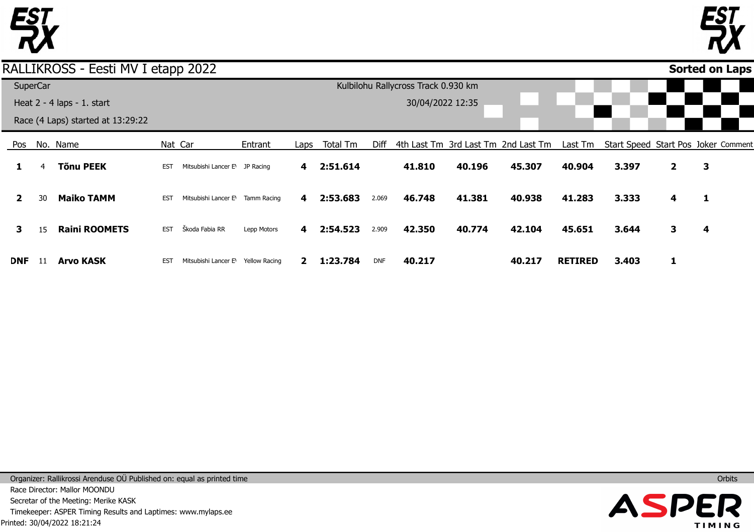# RALLIKROSS - Eesti MV I etapp 2022

**Sorted on Laps**

SuperCar

Heat 2 - 4 laps - 1. start

Race (4 Laps) started at 13:29:22

Kulbilohu Rallycross Track 0.930 km

30/04/2022 12:35

| Pos | No. | Name | Nat | Car | Entrant | Laps | Total Tm | Diff | 4th Last Tm | 3rd Last Tm | 2nd Last Tm | Last Tm | Start Speed | Start Pos | Joker | Comment |
|---|---|---|---|---|---|---|---|---|---|---|---|---|---|---|---|---|
| **1** | 4 | **Tõnu PEEK** | EST | Mitsubishi Lancer E\ | JP Racing | **4** | **2:51.614** | | **41.810** | **40.196** | **45.307** | **40.904** | **3.397** | **2** | **3** | |
| **2** | 30 | **Maiko TAMM** | EST | Mitsubishi Lancer E\ | Tamm Racing | **4** | **2:53.683** | 2.069 | **46.748** | **41.381** | **40.938** | **41.283** | **3.333** | **4** | **1** | |
| **3** | 15 | **Raini ROOMETS** | EST | Škoda Fabia RR | Lepp Motors | **4** | **2:54.523** | 2.909 | **42.350** | **40.774** | **42.104** | **45.651** | **3.644** | **3** | **4** | |
| **DNF** | 11 | **Arvo KASK** | EST | Mitsubishi Lancer E\ | Yellow Racing | **2** | **1:23.784** | DNF | **40.217** | | **40.217** | **RETIRED** | **3.403** | **1** | | |

Organizer: Rallikrossi Arenduse OÜ Published on: equal as printed time

Race Director: Mallor MOONDU

Secretar of the Meeting: Merike KASK

Timekeeper: ASPER Timing Results and Laptimes: www.mylaps.ee

Printed: 30/04/2022 18:21:24

Orbits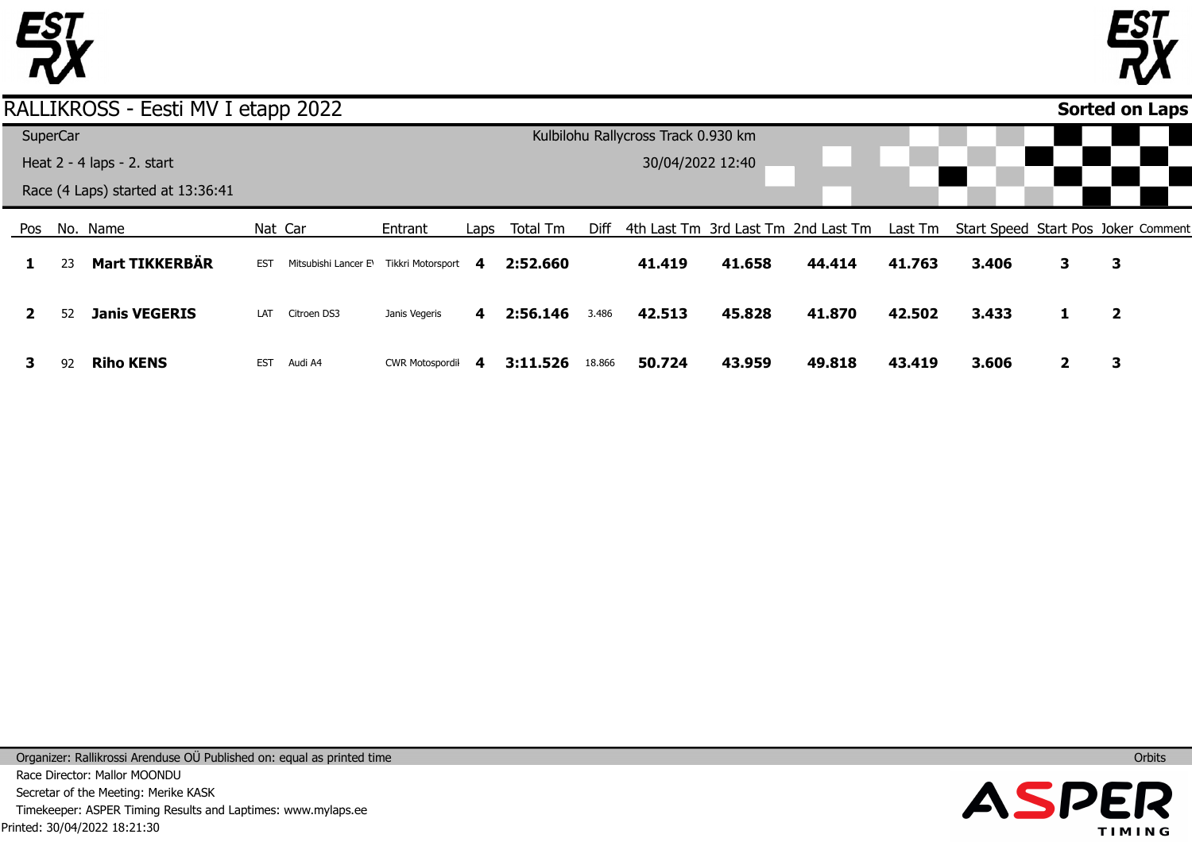# RALLIKROSS - Eesti MV I etapp 2022

**Sorted on Laps**

SuperCar

Heat 2 - 4 laps - 2. start

Race (4 Laps) started at 13:36:41

Kulbilohu Rallycross Track 0.930 km

30/04/2022 12:40

| Pos | No. | Name | Nat | Car | Entrant | Laps | Total Tm | Diff | 4th Last Tm | 3rd Last Tm | 2nd Last Tm | Last Tm | Start Speed | Start Pos | Joker | Comment |
|---|---|---|---|---|---|---|---|---|---|---|---|---|---|---|---|---|
| **1** | 23 | **Mart TIKKERBÄR** | EST | Mitsubishi Lancer E\ | Tikkri Motorsport | **4** | **2:52.660** | | **41.419** | **41.658** | **44.414** | **41.763** | **3.406** | **3** | **3** | |
| **2** | 52 | **Janis VEGERIS** | LAT | Citroen DS3 | Janis Vegeris | **4** | **2:56.146** | 3.486 | **42.513** | **45.828** | **41.870** | **42.502** | **3.433** | **1** | **2** | |
| **3** | 92 | **Riho KENS** | EST | Audi A4 | CWR Motospordil | **4** | **3:11.526** | 18.866 | **50.724** | **43.959** | **49.818** | **43.419** | **3.606** | **2** | **3** | |

Organizer: Rallikrossi Arenduse OÜ Published on: equal as printed time

Race Director: Mallor MOONDU

Secretar of the Meeting: Merike KASK

Timekeeper: ASPER Timing Results and Laptimes: www.mylaps.ee

Printed: 30/04/2022 18:21:30

Orbits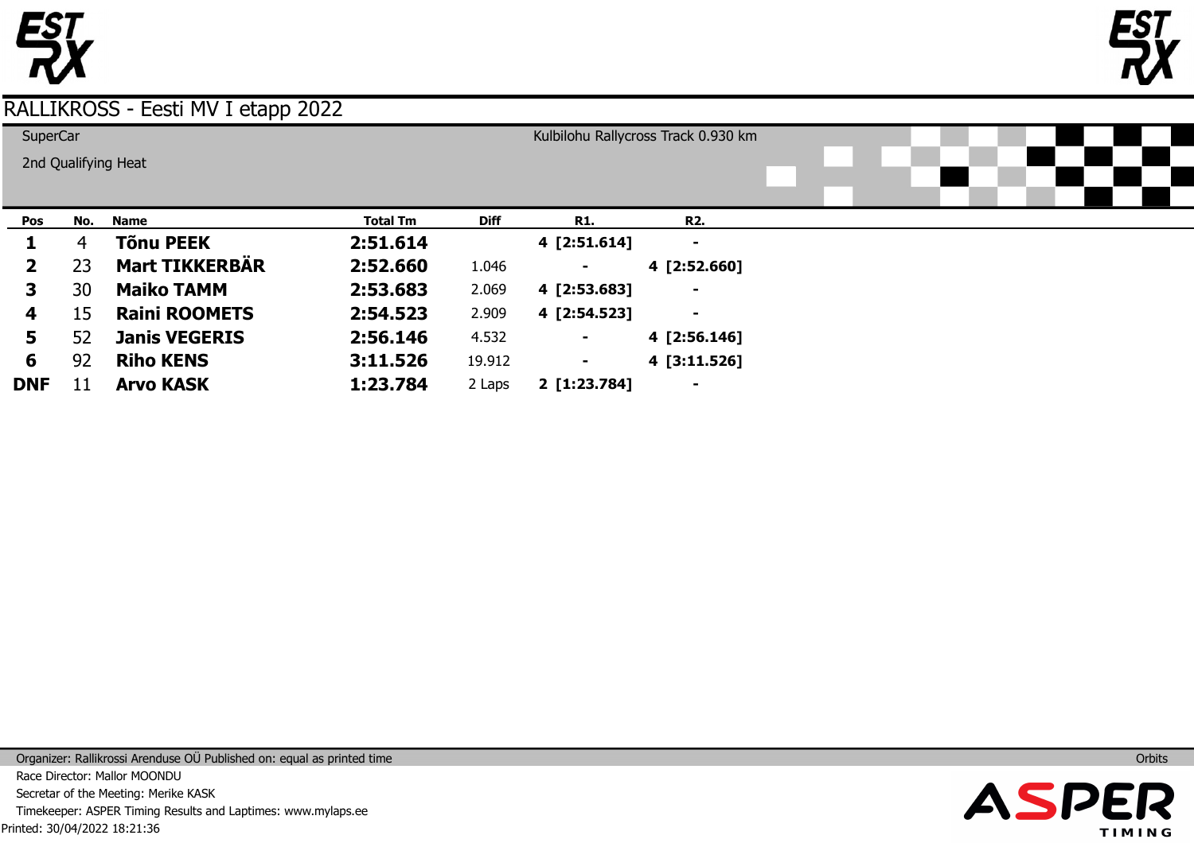# RALLIKROSS - Eesti MV I etapp 2022

SuperCar

2nd Qualifying Heat

Kulbilohu Rallycross Track 0.930 km

| Pos | No. | Name | Total Tm | Diff | R1. | R2. |
|---|---|---|---|---|---|---|
| **1** | 4 | **Tõnu PEEK** | **2:51.614** | | **4 [2:51.614]** | **-** |
| **2** | 23 | **Mart TIKKERBÄR** | **2:52.660** | 1.046 | **-** | **4 [2:52.660]** |
| **3** | 30 | **Maiko TAMM** | **2:53.683** | 2.069 | **4 [2:53.683]** | **-** |
| **4** | 15 | **Raini ROOMETS** | **2:54.523** | 2.909 | **4 [2:54.523]** | **-** |
| **5** | 52 | **Janis VEGERIS** | **2:56.146** | 4.532 | **-** | **4 [2:56.146]** |
| **6** | 92 | **Riho KENS** | **3:11.526** | 19.912 | **-** | **4 [3:11.526]** |
| **DNF** | 11 | **Arvo KASK** | **1:23.784** | 2 Laps | **2 [1:23.784]** | **-** |

Organizer: Rallikrossi Arenduse OÜ Published on: equal as printed time

Race Director: Mallor MOONDU

Secretar of the Meeting: Merike KASK

Timekeeper: ASPER Timing Results and Laptimes: www.mylaps.ee

Printed: 30/04/2022 18:21:36

Orbits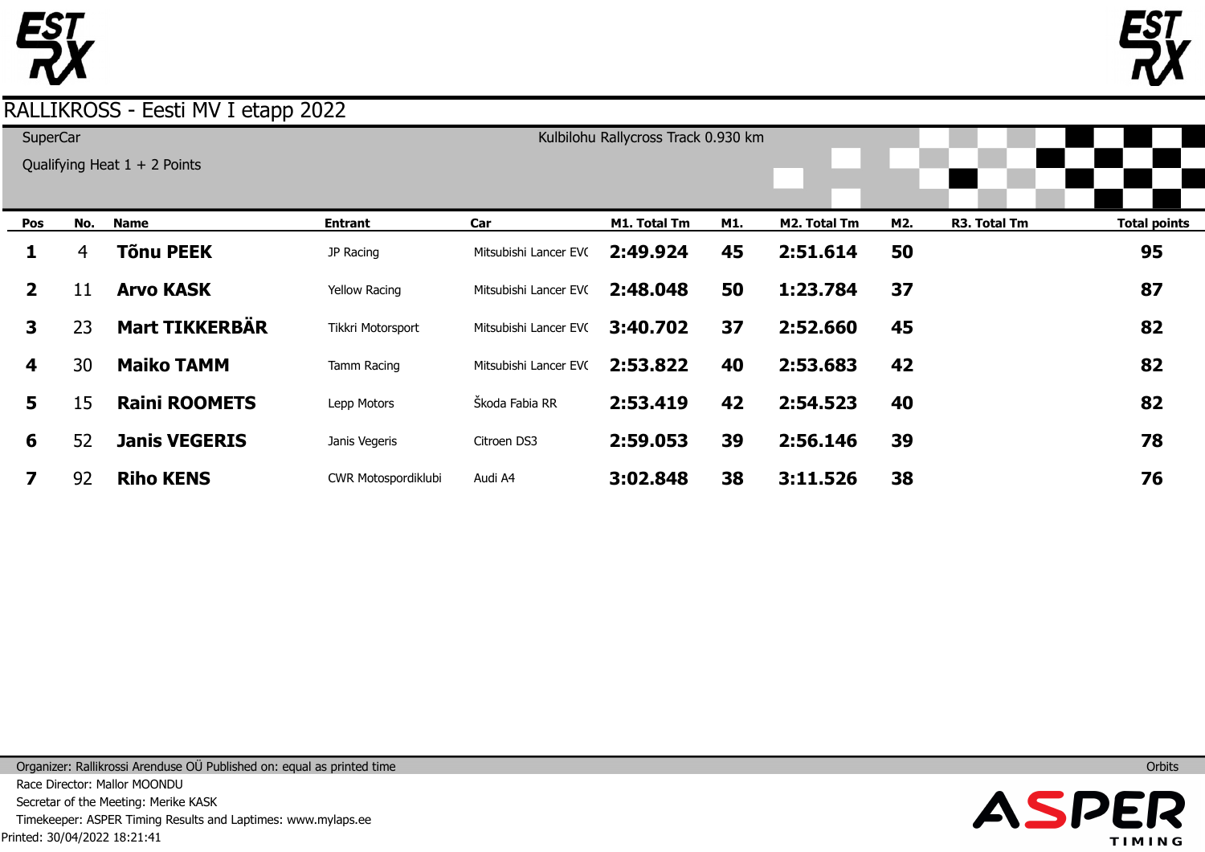# RALLIKROSS - Eesti MV I etapp 2022

SuperCar

Qualifying Heat 1 + 2 Points

Kulbilohu Rallycross Track 0.930 km

| Pos | No. | Name | Entrant | Car | M1. Total Tm | M1. | M2. Total Tm | M2. | R3. Total Tm | Total points |
|---|---|---|---|---|---|---|---|---|---|---|
| 1 | 4 | **Tõnu PEEK** | JP Racing | Mitsubishi Lancer EVO | **2:49.924** | **45** | **2:51.614** | **50** | | **95** |
| 2 | 11 | **Arvo KASK** | Yellow Racing | Mitsubishi Lancer EVO | **2:48.048** | **50** | **1:23.784** | **37** | | **87** |
| 3 | 23 | **Mart TIKKERBÄR** | Tikkri Motorsport | Mitsubishi Lancer EVO | **3:40.702** | **37** | **2:52.660** | **45** | | **82** |
| 4 | 30 | **Maiko TAMM** | Tamm Racing | Mitsubishi Lancer EVO | **2:53.822** | **40** | **2:53.683** | **42** | | **82** |
| 5 | 15 | **Raini ROOMETS** | Lepp Motors | Škoda Fabia RR | **2:53.419** | **42** | **2:54.523** | **40** | | **82** |
| 6 | 52 | **Janis VEGERIS** | Janis Vegeris | Citroen DS3 | **2:59.053** | **39** | **2:56.146** | **39** | | **78** |
| 7 | 92 | **Riho KENS** | CWR Motospordiklubi | Audi A4 | **3:02.848** | **38** | **3:11.526** | **38** | | **76** |

Organizer: Rallikrossi Arenduse OÜ Published on: equal as printed time

Race Director: Mallor MOONDU

Secretar of the Meeting: Merike KASK

Timekeeper: ASPER Timing Results and Laptimes: www.mylaps.ee

Printed: 30/04/2022 18:21:41

Orbits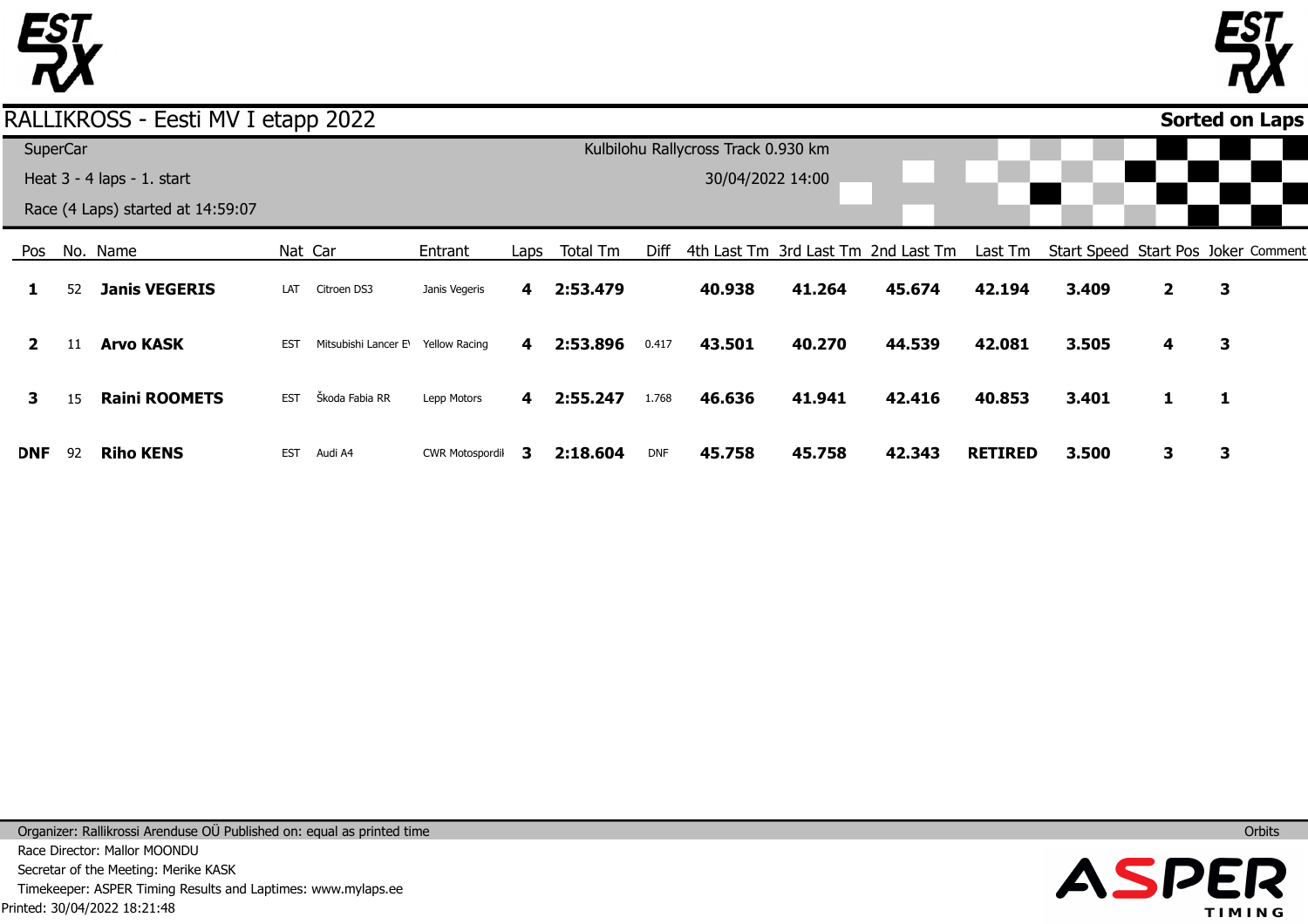# RALLIKROSS - Eesti MV I etapp 2022

**Sorted on Laps**

SuperCar

Kulbilohu Rallycross Track 0.930 km

Heat 3 - 4 laps - 1. start

30/04/2022 14:00

Race (4 Laps) started at 14:59:07

| Pos | No. | Name | Nat | Car | Entrant | Laps | Total Tm | Diff | 4th Last Tm | 3rd Last Tm | 2nd Last Tm | Last Tm | Start Speed | Start Pos | Joker | Comment |
|---|---|---|---|---|---|---|---|---|---|---|---|---|---|---|---|---|
| **1** | 52 | **Janis VEGERIS** | LAT | Citroen DS3 | Janis Vegeris | **4** | **2:53.479** | | **40.938** | **41.264** | **45.674** | **42.194** | **3.409** | **2** | **3** | |
| **2** | 11 | **Arvo KASK** | EST | Mitsubishi Lancer E\ | Yellow Racing | **4** | **2:53.896** | 0.417 | **43.501** | **40.270** | **44.539** | **42.081** | **3.505** | **4** | **3** | |
| **3** | 15 | **Raini ROOMETS** | EST | Škoda Fabia RR | Lepp Motors | **4** | **2:55.247** | 1.768 | **46.636** | **41.941** | **42.416** | **40.853** | **3.401** | **1** | **1** | |
| **DNF** | 92 | **Riho KENS** | EST | Audi A4 | CWR Motospordil | **3** | **2:18.604** | DNF | **45.758** | **45.758** | **42.343** | **RETIRED** | **3.500** | **3** | **3** | |

Organizer: Rallikrossi Arenduse OÜ Published on: equal as printed time

Orbits

Race Director: Mallor MOONDU

Secretar of the Meeting: Merike KASK

Timekeeper: ASPER Timing Results and Laptimes: www.mylaps.ee

Printed: 30/04/2022 18:21:48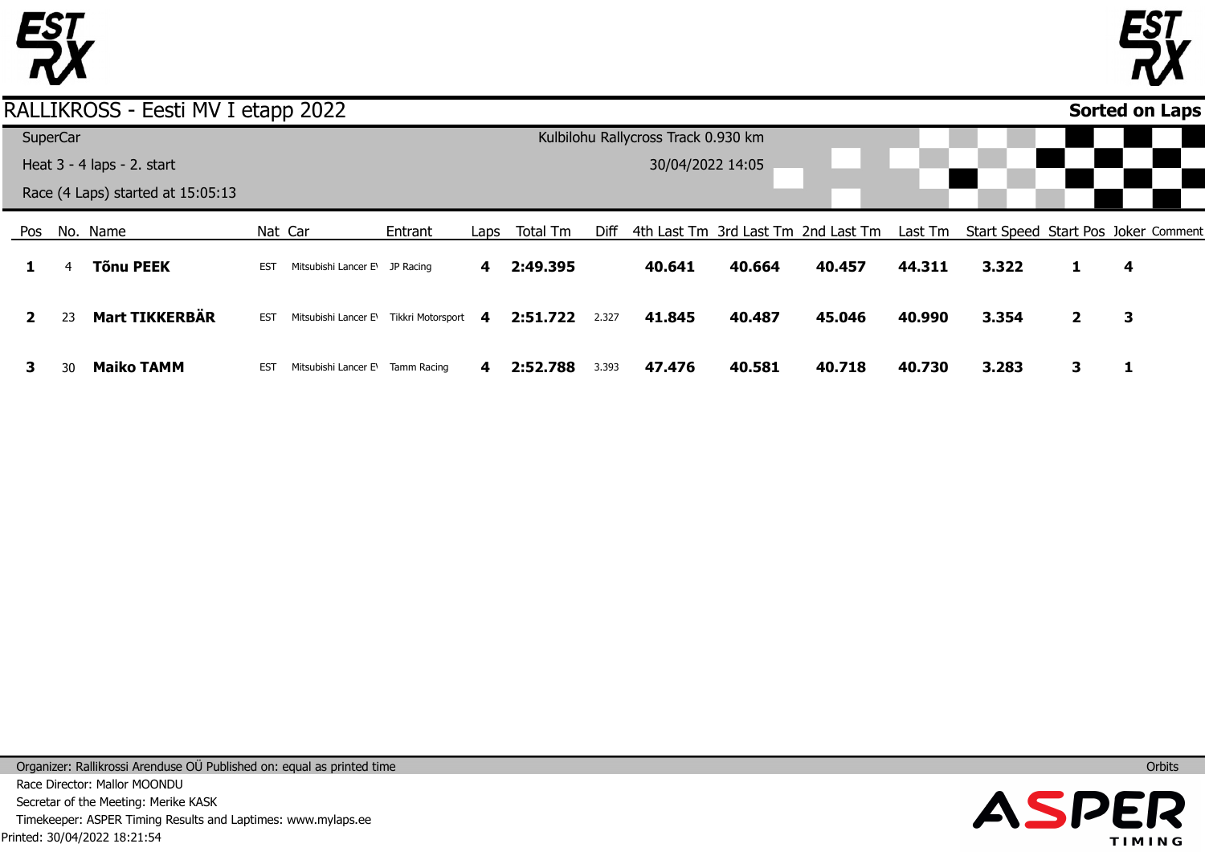# RALLIKROSS - Eesti MV I etapp 2022

**Sorted on Laps**

SuperCar

Heat 3 - 4 laps - 2. start

Race (4 Laps) started at 15:05:13

Kulbilohu Rallycross Track 0.930 km

30/04/2022 14:05

| Pos | No. | Name | Nat | Car | Entrant | Laps | Total Tm | Diff | 4th Last Tm | 3rd Last Tm | 2nd Last Tm | Last Tm | Start Speed | Start Pos | Joker | Comment |
|---|---|---|---|---|---|---|---|---|---|---|---|---|---|---|---|---|
| **1** | 4 | **Tõnu PEEK** | EST | Mitsubishi Lancer E\ | JP Racing | **4** | **2:49.395** | | **40.641** | **40.664** | **40.457** | **44.311** | **3.322** | **1** | **4** | |
| **2** | 23 | **Mart TIKKERBÄR** | EST | Mitsubishi Lancer E\ | Tikkri Motorsport | **4** | **2:51.722** | 2.327 | **41.845** | **40.487** | **45.046** | **40.990** | **3.354** | **2** | **3** | |
| **3** | 30 | **Maiko TAMM** | EST | Mitsubishi Lancer E\ | Tamm Racing | **4** | **2:52.788** | 3.393 | **47.476** | **40.581** | **40.718** | **40.730** | **3.283** | **3** | **1** | |

Organizer: Rallikrossi Arenduse OÜ Published on: equal as printed time

Orbits

Race Director: Mallor MOONDU

Secretar of the Meeting: Merike KASK

Timekeeper: ASPER Timing Results and Laptimes: www.mylaps.ee

Printed: 30/04/2022 18:21:54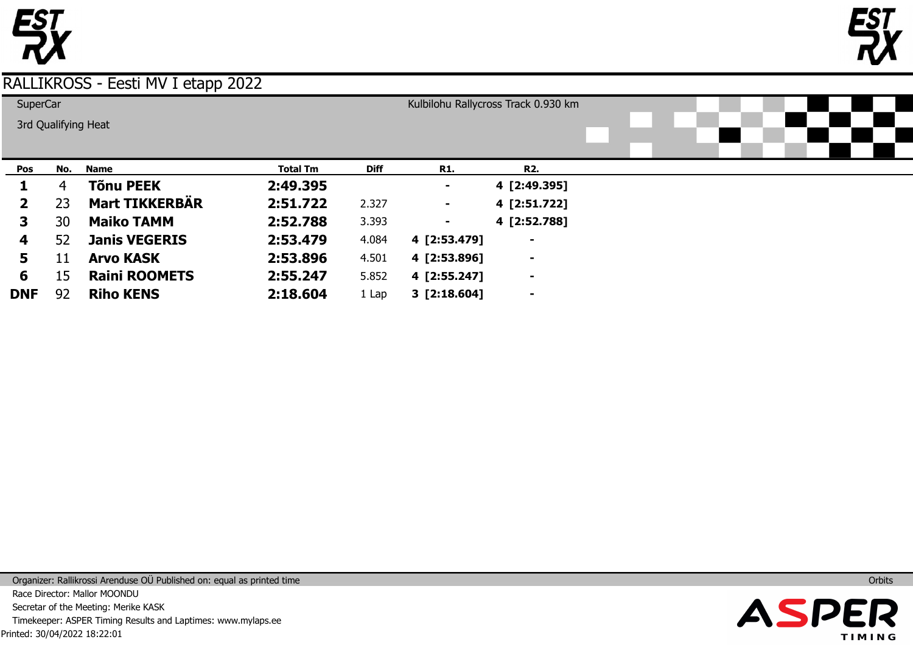# RALLIKROSS - Eesti MV I etapp 2022

SuperCar

3rd Qualifying Heat

Kulbilohu Rallycross Track 0.930 km

| Pos | No. | Name | Total Tm | Diff | R1. | R2. |
|---|---|---|---|---|---|---|
| **1** | 4 | **Tõnu PEEK** | **2:49.395** | | **-** | **4 [2:49.395]** |
| **2** | 23 | **Mart TIKKERBÄR** | **2:51.722** | 2.327 | **-** | **4 [2:51.722]** |
| **3** | 30 | **Maiko TAMM** | **2:52.788** | 3.393 | **-** | **4 [2:52.788]** |
| **4** | 52 | **Janis VEGERIS** | **2:53.479** | 4.084 | **4 [2:53.479]** | **-** |
| **5** | 11 | **Arvo KASK** | **2:53.896** | 4.501 | **4 [2:53.896]** | **-** |
| **6** | 15 | **Raini ROOMETS** | **2:55.247** | 5.852 | **4 [2:55.247]** | **-** |
| **DNF** | 92 | **Riho KENS** | **2:18.604** | 1 Lap | **3 [2:18.604]** | **-** |

Organizer: Rallikrossi Arenduse OÜ Published on: equal as printed time

Race Director: Mallor MOONDU

Secretar of the Meeting: Merike KASK

Timekeeper: ASPER Timing Results and Laptimes: www.mylaps.ee

Printed: 30/04/2022 18:22:01

Orbits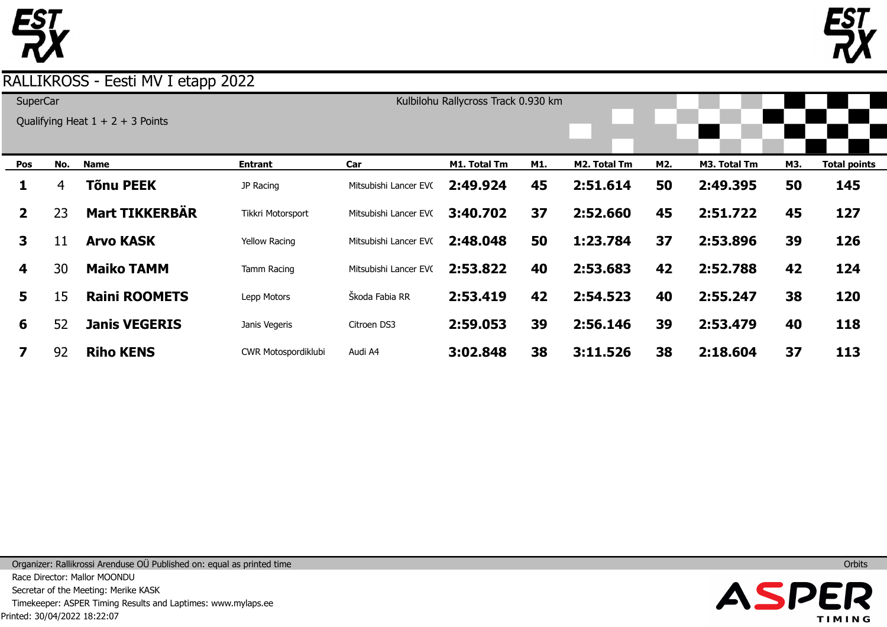# RALLIKROSS - Eesti MV I etapp 2022

SuperCar

Qualifying Heat 1 + 2 + 3 Points

Kulbilohu Rallycross Track 0.930 km

| Pos | No. | Name | Entrant | Car | M1. Total Tm | M1. | M2. Total Tm | M2. | M3. Total Tm | M3. | Total points |
|---|---|---|---|---|---|---|---|---|---|---|---|
| 1 | 4 | **Tõnu PEEK** | JP Racing | Mitsubishi Lancer EVO | **2:49.924** | **45** | **2:51.614** | **50** | **2:49.395** | **50** | **145** |
| 2 | 23 | **Mart TIKKERBÄR** | Tikkri Motorsport | Mitsubishi Lancer EVO | **3:40.702** | **37** | **2:52.660** | **45** | **2:51.722** | **45** | **127** |
| 3 | 11 | **Arvo KASK** | Yellow Racing | Mitsubishi Lancer EVO | **2:48.048** | **50** | **1:23.784** | **37** | **2:53.896** | **39** | **126** |
| 4 | 30 | **Maiko TAMM** | Tamm Racing | Mitsubishi Lancer EVO | **2:53.822** | **40** | **2:53.683** | **42** | **2:52.788** | **42** | **124** |
| 5 | 15 | **Raini ROOMETS** | Lepp Motors | Škoda Fabia RR | **2:53.419** | **42** | **2:54.523** | **40** | **2:55.247** | **38** | **120** |
| 6 | 52 | **Janis VEGERIS** | Janis Vegeris | Citroen DS3 | **2:59.053** | **39** | **2:56.146** | **39** | **2:53.479** | **40** | **118** |
| 7 | 92 | **Riho KENS** | CWR Motospordiklubi | Audi A4 | **3:02.848** | **38** | **3:11.526** | **38** | **2:18.604** | **37** | **113** |

Organizer: Rallikrossi Arenduse OÜ Published on: equal as printed time

Race Director: Mallor MOONDU

Secretar of the Meeting: Merike KASK

Timekeeper: ASPER Timing Results and Laptimes: www.mylaps.ee

Printed: 30/04/2022 18:22:07

Orbits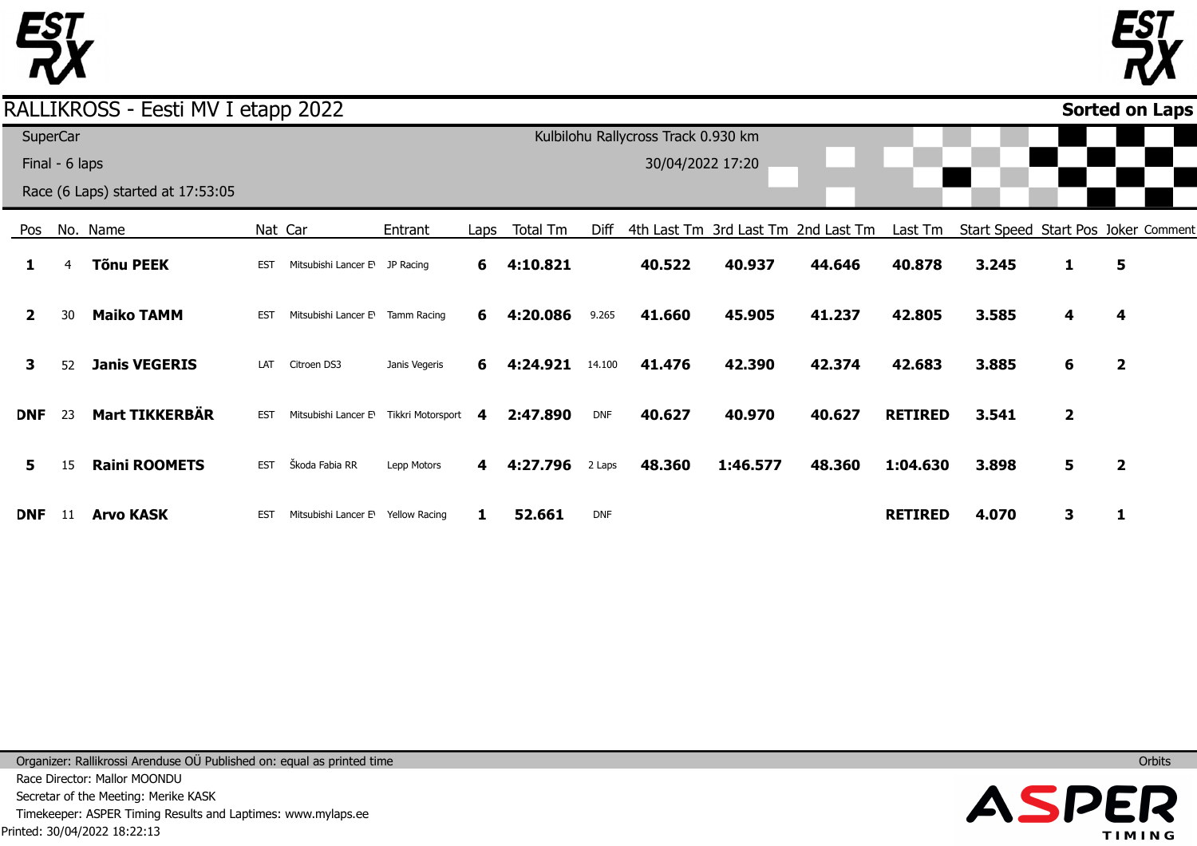# RALLIKROSS - Eesti MV I etapp 2022

**Sorted on Laps**

SuperCar

Final - 6 laps

Race (6 Laps) started at 17:53:05

Kulbilohu Rallycross Track 0.930 km

30/04/2022 17:20

| Pos | No. | Name | Nat | Car | Entrant | Laps | Total Tm | Diff | 4th Last Tm | 3rd Last Tm | 2nd Last Tm | Last Tm | Start Speed | Start Pos | Joker | Comment |
|---|---|---|---|---|---|---|---|---|---|---|---|---|---|---|---|---|
| **1** | 4 | **Tõnu PEEK** | EST | Mitsubishi Lancer E\ | JP Racing | **6** | **4:10.821** | | **40.522** | **40.937** | **44.646** | **40.878** | **3.245** | **1** | **5** | |
| **2** | 30 | **Maiko TAMM** | EST | Mitsubishi Lancer E\ | Tamm Racing | **6** | **4:20.086** | 9.265 | **41.660** | **45.905** | **41.237** | **42.805** | **3.585** | **4** | **4** | |
| **3** | 52 | **Janis VEGERIS** | LAT | Citroen DS3 | Janis Vegeris | **6** | **4:24.921** | 14.100 | **41.476** | **42.390** | **42.374** | **42.683** | **3.885** | **6** | **2** | |
| **DNF** | 23 | **Mart TIKKERBÄR** | EST | Mitsubishi Lancer E\ | Tikkri Motorsport | **4** | **2:47.890** | DNF | **40.627** | **40.970** | **40.627** | **RETIRED** | **3.541** | **2** | | |
| **5** | 15 | **Raini ROOMETS** | EST | Škoda Fabia RR | Lepp Motors | **4** | **4:27.796** | 2 Laps | **48.360** | **1:46.577** | **48.360** | **1:04.630** | **3.898** | **5** | **2** | |
| **DNF** | 11 | **Arvo KASK** | EST | Mitsubishi Lancer E\ | Yellow Racing | **1** | **52.661** | DNF | | | | **RETIRED** | **4.070** | **3** | **1** | |

Organizer: Rallikrossi Arenduse OÜ Published on: equal as printed time

Orbits

Race Director: Mallor MOONDU

Secretar of the Meeting: Merike KASK

Timekeeper: ASPER Timing Results and Laptimes: www.mylaps.ee

Printed: 30/04/2022 18:22:13